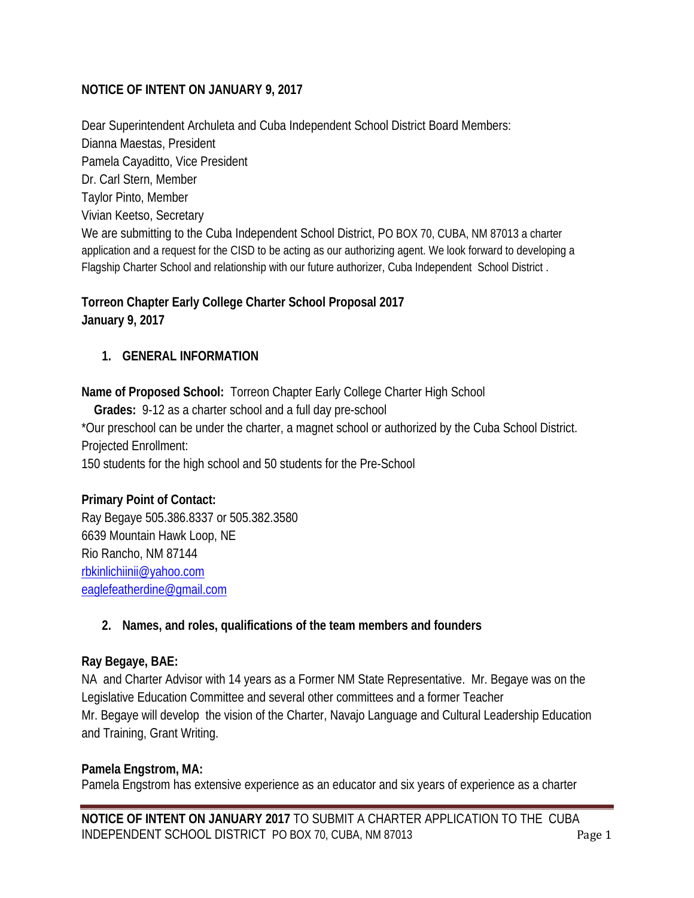**NOTICE OF INTENT ON JANUARY 9, 2017**

Dear Superintendent Archuleta and Cuba Independent School District Board Members:
Dianna Maestas, President
Pamela Cayaditto, Vice President
Dr. Carl Stern, Member
Taylor Pinto, Member
Vivian Keetso, Secretary
We are submitting to the Cuba Independent School District, PO BOX 70, CUBA, NM 87013 a charter application and a request for the CISD to be acting as our authorizing agent. We look forward to developing a Flagship Charter School and relationship with our future authorizer, Cuba Independent School District .

**Torreon Chapter Early College Charter School Proposal 2017**
**January 9, 2017**

## 1. GENERAL INFORMATION

**Name of Proposed School:** Torreon Chapter Early College Charter High School
**Grades:** 9-12 as a charter school and a full day pre-school
*Our preschool can be under the charter, a magnet school or authorized by the Cuba School District.
Projected Enrollment:
150 students for the high school and 50 students for the Pre-School

**Primary Point of Contact:**
Ray Begaye 505.386.8337 or 505.382.3580
6639 Mountain Hawk Loop, NE
Rio Rancho, NM 87144
rbkinlichiinii@yahoo.com
eaglefeatherdine@gmail.com

## 2. Names, and roles, qualifications of the team members and founders

**Ray Begaye, BAE:**
NA and Charter Advisor with 14 years as a Former NM State Representative. Mr. Begaye was on the Legislative Education Committee and several other committees and a former Teacher
Mr. Begaye will develop the vision of the Charter, Navajo Language and Cultural Leadership Education and Training, Grant Writing.

**Pamela Engstrom, MA:**
Pamela Engstrom has extensive experience as an educator and six years of experience as a charter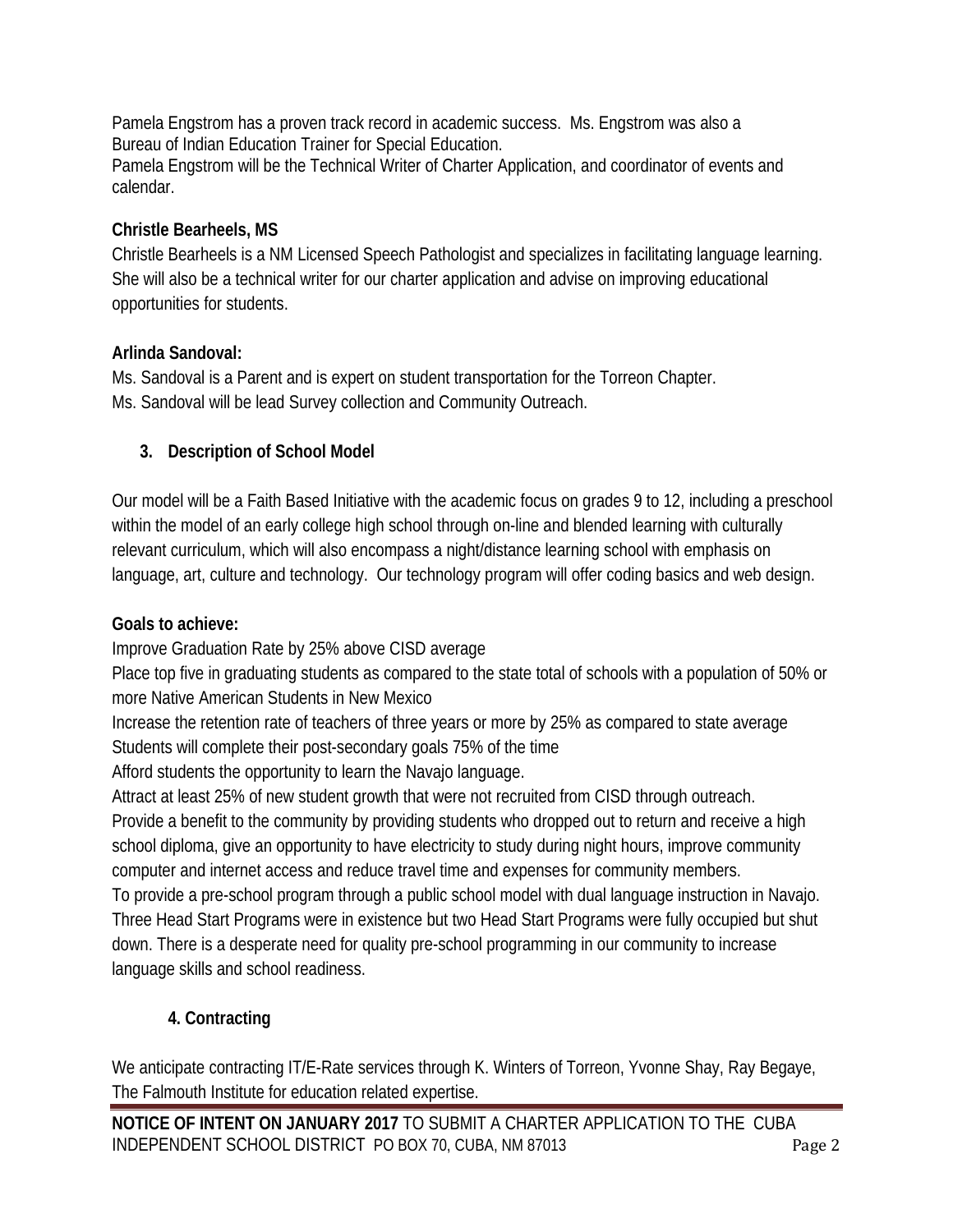Pamela Engstrom has a proven track record in academic success. Ms. Engstrom was also a Bureau of Indian Education Trainer for Special Education.
Pamela Engstrom will be the Technical Writer of Charter Application, and coordinator of events and calendar.

**Christle Bearheels, MS**
Christle Bearheels is a NM Licensed Speech Pathologist and specializes in facilitating language learning. She will also be a technical writer for our charter application and advise on improving educational opportunities for students.

**Arlinda Sandoval:**
Ms. Sandoval is a Parent and is expert on student transportation for the Torreon Chapter.
Ms. Sandoval will be lead Survey collection and Community Outreach.

### 3. Description of School Model

Our model will be a Faith Based Initiative with the academic focus on grades 9 to 12, including a preschool within the model of an early college high school through on-line and blended learning with culturally relevant curriculum, which will also encompass a night/distance learning school with emphasis on language, art, culture and technology. Our technology program will offer coding basics and web design.

**Goals to achieve:**
Improve Graduation Rate by 25% above CISD average
Place top five in graduating students as compared to the state total of schools with a population of 50% or more Native American Students in New Mexico
Increase the retention rate of teachers of three years or more by 25% as compared to state average
Students will complete their post-secondary goals 75% of the time
Afford students the opportunity to learn the Navajo language.
Attract at least 25% of new student growth that were not recruited from CISD through outreach.
Provide a benefit to the community by providing students who dropped out to return and receive a high school diploma, give an opportunity to have electricity to study during night hours, improve community computer and internet access and reduce travel time and expenses for community members.
To provide a pre-school program through a public school model with dual language instruction in Navajo. Three Head Start Programs were in existence but two Head Start Programs were fully occupied but shut down. There is a desperate need for quality pre-school programming in our community to increase language skills and school readiness.

### 4. Contracting

We anticipate contracting IT/E-Rate services through K. Winters of Torreon, Yvonne Shay, Ray Begaye, The Falmouth Institute for education related expertise.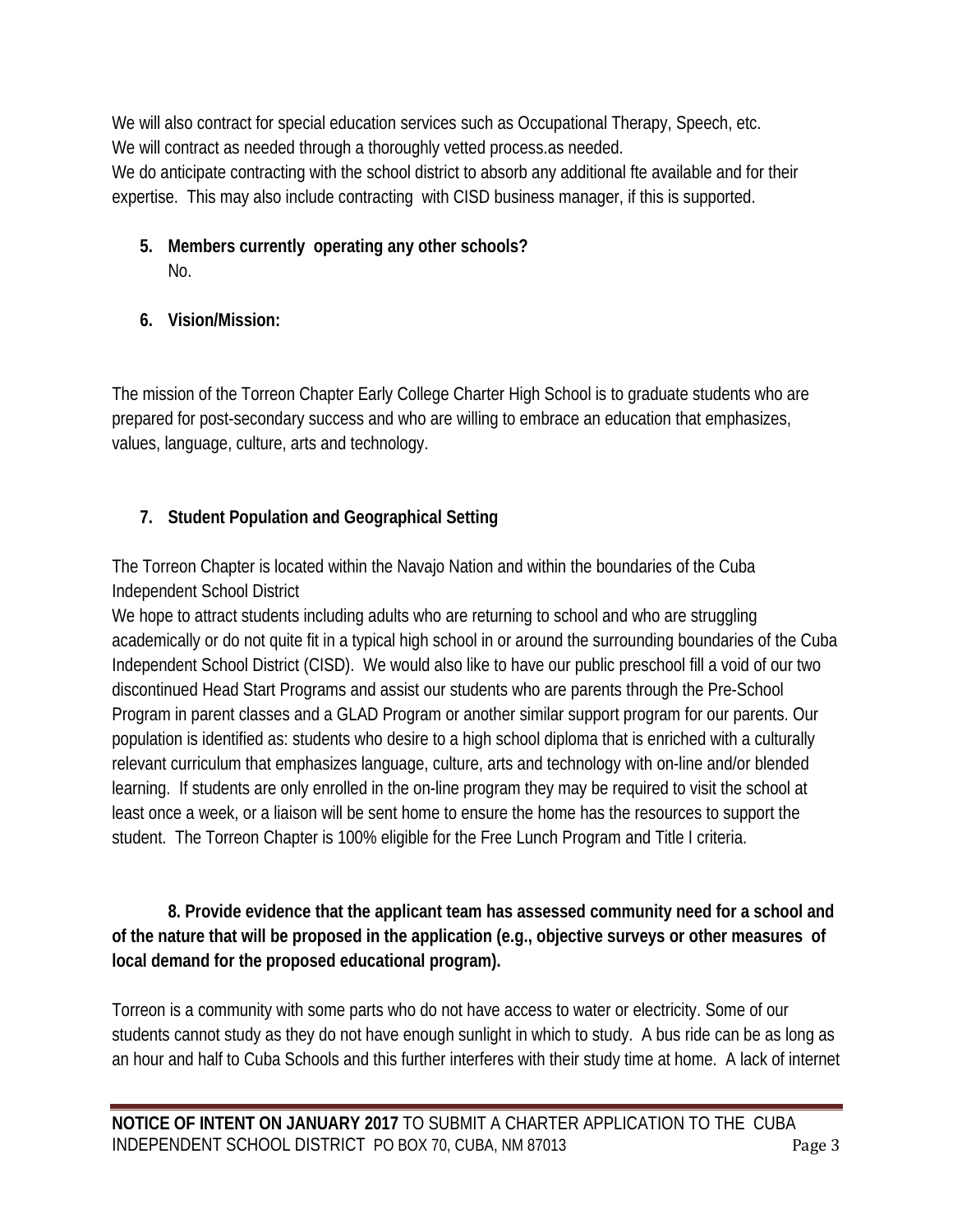We will also contract for special education services such as Occupational Therapy, Speech, etc.
We will contract as needed through a thoroughly vetted process.as needed.
We do anticipate contracting with the school district to absorb any additional fte available and for their expertise. This may also include contracting with CISD business manager, if this is supported.

5. **Members currently operating any other schools?**
   No.

6. **Vision/Mission:**

The mission of the Torreon Chapter Early College Charter High School is to graduate students who are prepared for post-secondary success and who are willing to embrace an education that emphasizes, values, language, culture, arts and technology.

7. **Student Population and Geographical Setting**

The Torreon Chapter is located within the Navajo Nation and within the boundaries of the Cuba Independent School District
We hope to attract students including adults who are returning to school and who are struggling academically or do not quite fit in a typical high school in or around the surrounding boundaries of the Cuba Independent School District (CISD). We would also like to have our public preschool fill a void of our two discontinued Head Start Programs and assist our students who are parents through the Pre-School Program in parent classes and a GLAD Program or another similar support program for our parents. Our population is identified as: students who desire to a high school diploma that is enriched with a culturally relevant curriculum that emphasizes language, culture, arts and technology with on-line and/or blended learning. If students are only enrolled in the on-line program they may be required to visit the school at least once a week, or a liaison will be sent home to ensure the home has the resources to support the student. The Torreon Chapter is 100% eligible for the Free Lunch Program and Title I criteria.

**8. Provide evidence that the applicant team has assessed community need for a school and of the nature that will be proposed in the application (e.g., objective surveys or other measures of local demand for the proposed educational program).**

Torreon is a community with some parts who do not have access to water or electricity. Some of our students cannot study as they do not have enough sunlight in which to study. A bus ride can be as long as an hour and half to Cuba Schools and this further interferes with their study time at home. A lack of internet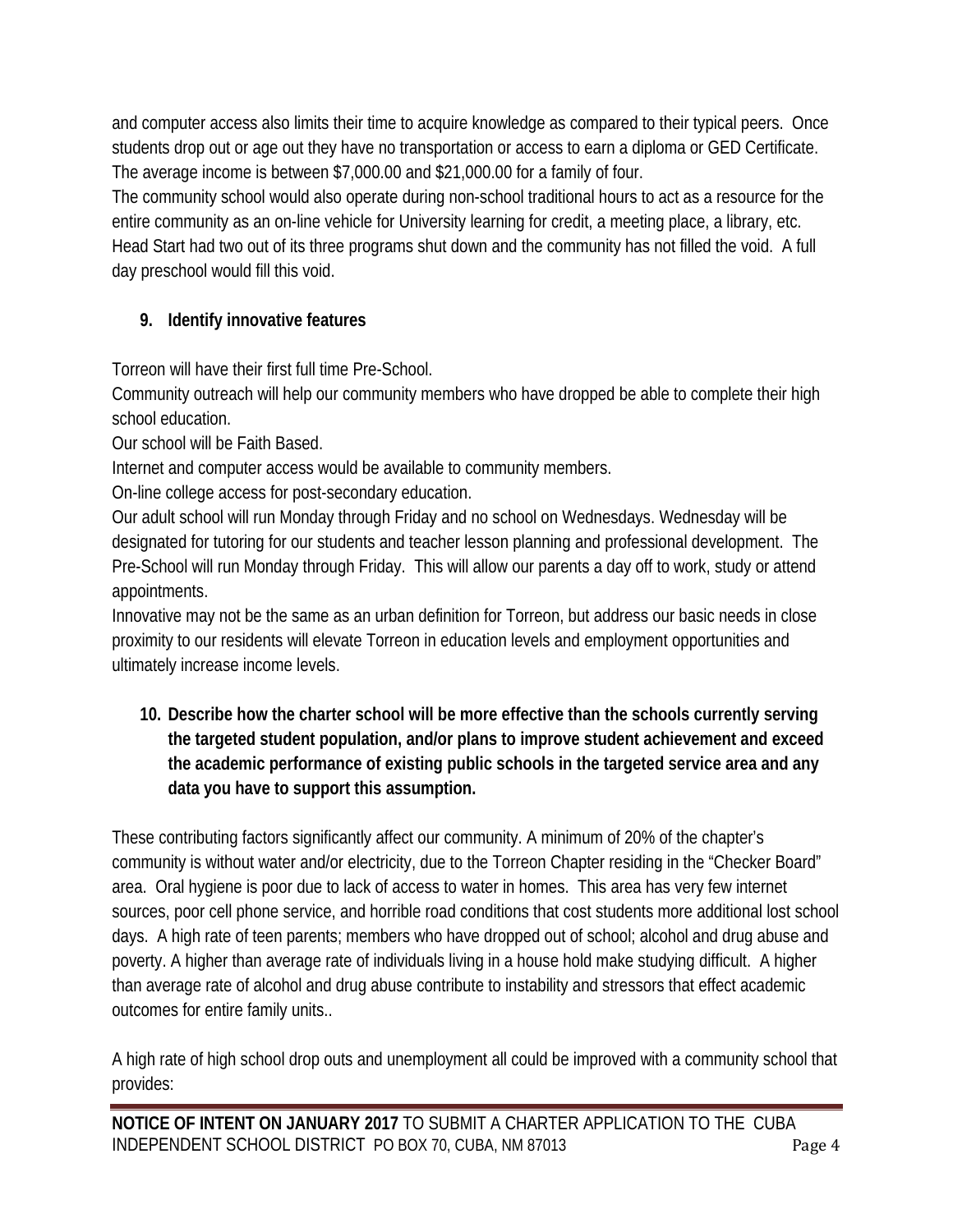and computer access also limits their time to acquire knowledge as compared to their typical peers. Once students drop out or age out they have no transportation or access to earn a diploma or GED Certificate. The average income is between $7,000.00 and $21,000.00 for a family of four.

The community school would also operate during non-school traditional hours to act as a resource for the entire community as an on-line vehicle for University learning for credit, a meeting place, a library, etc. Head Start had two out of its three programs shut down and the community has not filled the void. A full day preschool would fill this void.

**9. Identify innovative features**

Torreon will have their first full time Pre-School.

Community outreach will help our community members who have dropped be able to complete their high school education.

Our school will be Faith Based.

Internet and computer access would be available to community members.

On-line college access for post-secondary education.

Our adult school will run Monday through Friday and no school on Wednesdays. Wednesday will be designated for tutoring for our students and teacher lesson planning and professional development. The Pre-School will run Monday through Friday. This will allow our parents a day off to work, study or attend appointments.

Innovative may not be the same as an urban definition for Torreon, but address our basic needs in close proximity to our residents will elevate Torreon in education levels and employment opportunities and ultimately increase income levels.

**10. Describe how the charter school will be more effective than the schools currently serving the targeted student population, and/or plans to improve student achievement and exceed the academic performance of existing public schools in the targeted service area and any data you have to support this assumption.**

These contributing factors significantly affect our community. A minimum of 20% of the chapter's community is without water and/or electricity, due to the Torreon Chapter residing in the "Checker Board" area. Oral hygiene is poor due to lack of access to water in homes. This area has very few internet sources, poor cell phone service, and horrible road conditions that cost students more additional lost school days. A high rate of teen parents; members who have dropped out of school; alcohol and drug abuse and poverty. A higher than average rate of individuals living in a house hold make studying difficult. A higher than average rate of alcohol and drug abuse contribute to instability and stressors that effect academic outcomes for entire family units..

A high rate of high school drop outs and unemployment all could be improved with a community school that provides: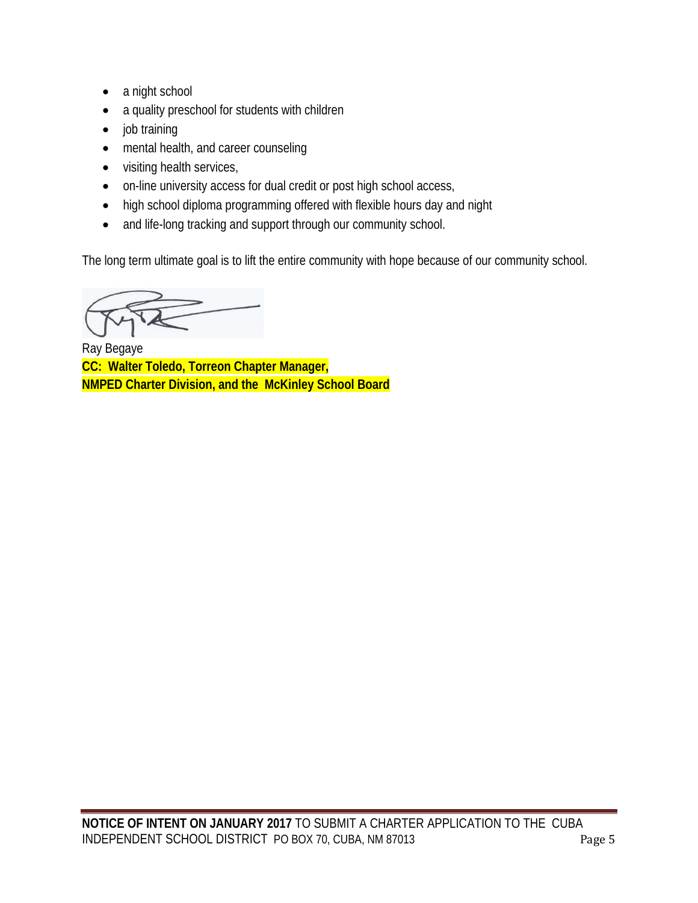- a night school
- a quality preschool for students with children
- job training
- mental health, and career counseling
- visiting health services,
- on-line university access for dual credit or post high school access,
- high school diploma programming offered with flexible hours day and night
- and life-long tracking and support through our community school.

The long term ultimate goal is to lift the entire community with hope because of our community school.

Ray Begaye

**CC: Walter Toledo, Torreon Chapter Manager,**
**NMPED Charter Division, and the McKinley School Board**